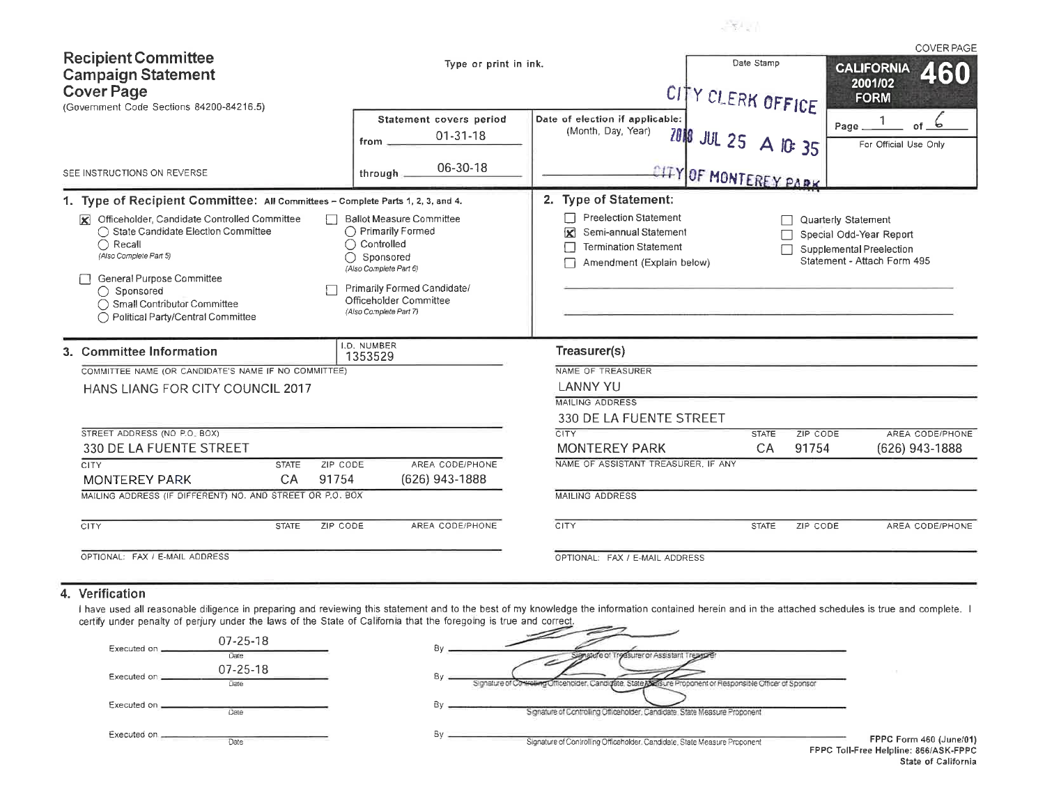COVER PAGE

# Recipient Committee Campaign Statement Cover Page

(Government Code Sections 84200-84216.5)

Type or print in ink.

Date Stamp

CITY CLERK OFFICE

2018 JUL 25 A 10:35

CITY OF MONTEREY PARK

**CALIFORNIA 460**
2001/02 FORM

Page 1 of 6

For Official Use Only

SEE INSTRUCTIONS ON REVERSE

Statement covers period
from 01-31-18
through 06-30-18

Date of election if applicable:
(Month, Day, Year)

## 1. Type of Recipient Committee: All Committees – Complete Parts 1, 2, 3, and 4.

- [X] Officeholder, Candidate Controlled Committee
  - ○ State Candidate Election Committee
  - ○ Recall
    *(Also Complete Part 5)*
- [ ] General Purpose Committee
  - ○ Sponsored
  - ○ Small Contributor Committee
  - ○ Political Party/Central Committee
- [ ] Ballot Measure Committee
  - ○ Primarily Formed
  - ○ Controlled
  - ○ Sponsored
    *(Also Complete Part 6)*
- [ ] Primarily Formed Candidate/ Officeholder Committee
  *(Also Complete Part 7)*

## 2. Type of Statement:

- [ ] Preelection Statement
- [X] Semi-annual Statement
- [ ] Termination Statement
- [ ] Amendment (Explain below)
- [ ] Quarterly Statement
- [ ] Special Odd-Year Report
- [ ] Supplemental Preelection Statement - Attach Form 495

## 3. Committee Information

I.D. NUMBER: 1353529

COMMITTEE NAME (OR CANDIDATE'S NAME IF NO COMMITTEE)
HANS LIANG FOR CITY COUNCIL 2017

STREET ADDRESS (NO P.O. BOX)
330 DE LA FUENTE STREET

| CITY | STATE | ZIP CODE | AREA CODE/PHONE |
|---|---|---|---|
| MONTEREY PARK | CA | 91754 | (626) 943-1888 |

MAILING ADDRESS (IF DIFFERENT) NO. AND STREET OR P.O. BOX

| CITY | STATE | ZIP CODE | AREA CODE/PHONE |
|---|---|---|---|
| | | | |

OPTIONAL: FAX / E-MAIL ADDRESS

### Treasurer(s)

NAME OF TREASURER
LANNY YU

MAILING ADDRESS
330 DE LA FUENTE STREET

| CITY | STATE | ZIP CODE | AREA CODE/PHONE |
|---|---|---|---|
| MONTEREY PARK | CA | 91754 | (626) 943-1888 |

NAME OF ASSISTANT TREASURER, IF ANY

MAILING ADDRESS

| CITY | STATE | ZIP CODE | AREA CODE/PHONE |
|---|---|---|---|
| | | | |

OPTIONAL: FAX / E-MAIL ADDRESS

## 4. Verification

I have used all reasonable diligence in preparing and reviewing this statement and to the best of my knowledge the information contained herein and in the attached schedules is true and complete. I certify under penalty of perjury under the laws of the State of California that the foregoing is true and correct.

Executed on 07-25-18 (Date) By [signature] Signature of Treasurer or Assistant Treasurer

Executed on 07-25-18 (Date) By [signature] Signature of Controlling Officeholder, Candidate, State Measure Proponent or Responsible Officer of Sponsor

Executed on ______ (Date) By ______ Signature of Controlling Officeholder, Candidate, State Measure Proponent

Executed on ______ (Date) By ______ Signature of Controlling Officeholder, Candidate, State Measure Proponent

FPPC Form 460 (June/01)
FPPC Toll-Free Helpline: 866/ASK-FPPC
State of California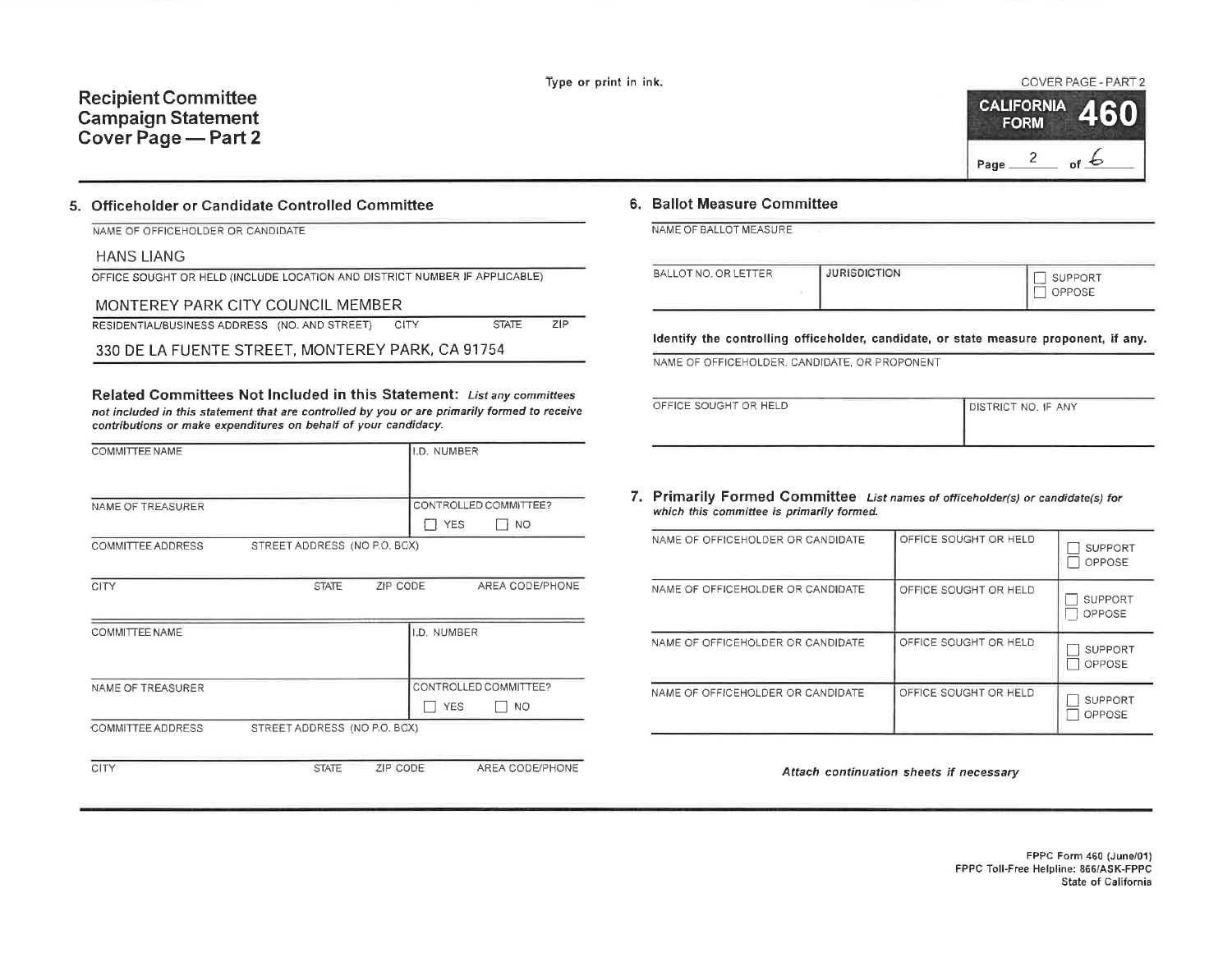Type or print in ink.

# Recipient Committee Campaign Statement Cover Page — Part 2

COVER PAGE - PART 2

**CALIFORNIA FORM 460**

Page 2 of 6

## 5. Officeholder or Candidate Controlled Committee

NAME OF OFFICEHOLDER OR CANDIDATE

HANS LIANG

OFFICE SOUGHT OR HELD (INCLUDE LOCATION AND DISTRICT NUMBER IF APPLICABLE)

MONTEREY PARK CITY COUNCIL MEMBER

RESIDENTIAL/BUSINESS ADDRESS (NO. AND STREET) CITY STATE ZIP

330 DE LA FUENTE STREET, MONTEREY PARK, CA 91754

**Related Committees Not Included in this Statement:** *List any committees not included in this statement that are controlled by you or are primarily formed to receive contributions or make expenditures on behalf of your candidacy.*

| COMMITTEE NAME | | | I.D. NUMBER |
|---|---|---|---|
| NAME OF TREASURER | | | CONTROLLED COMMITTEE? ☐ YES ☐ NO |
| COMMITTEE ADDRESS | STREET ADDRESS (NO P.O. BOX) | | |
| CITY | STATE | ZIP CODE | AREA CODE/PHONE |

| COMMITTEE NAME | | | I.D. NUMBER |
|---|---|---|---|
| NAME OF TREASURER | | | CONTROLLED COMMITTEE? ☐ YES ☐ NO |
| COMMITTEE ADDRESS | STREET ADDRESS (NO P.O. BOX) | | |
| CITY | STATE | ZIP CODE | AREA CODE/PHONE |

## 6. Ballot Measure Committee

NAME OF BALLOT MEASURE

| BALLOT NO. OR LETTER | JURISDICTION | ☐ SUPPORT ☐ OPPOSE |
|---|---|---|
| | | |

**Identify the controlling officeholder, candidate, or state measure proponent, if any.**

NAME OF OFFICEHOLDER, CANDIDATE, OR PROPONENT

| OFFICE SOUGHT OR HELD | DISTRICT NO. IF ANY |
|---|---|
| | |

## 7. Primarily Formed Committee

*List names of officeholder(s) or candidate(s) for which this committee is primarily formed.*

| NAME OF OFFICEHOLDER OR CANDIDATE | OFFICE SOUGHT OR HELD | ☐ SUPPORT ☐ OPPOSE |
|---|---|---|
| NAME OF OFFICEHOLDER OR CANDIDATE | OFFICE SOUGHT OR HELD | ☐ SUPPORT ☐ OPPOSE |
| NAME OF OFFICEHOLDER OR CANDIDATE | OFFICE SOUGHT OR HELD | ☐ SUPPORT ☐ OPPOSE |
| NAME OF OFFICEHOLDER OR CANDIDATE | OFFICE SOUGHT OR HELD | ☐ SUPPORT ☐ OPPOSE |

*Attach continuation sheets if necessary*

FPPC Form 460 (June/01)
FPPC Toll-Free Helpline: 866/ASK-FPPC
State of California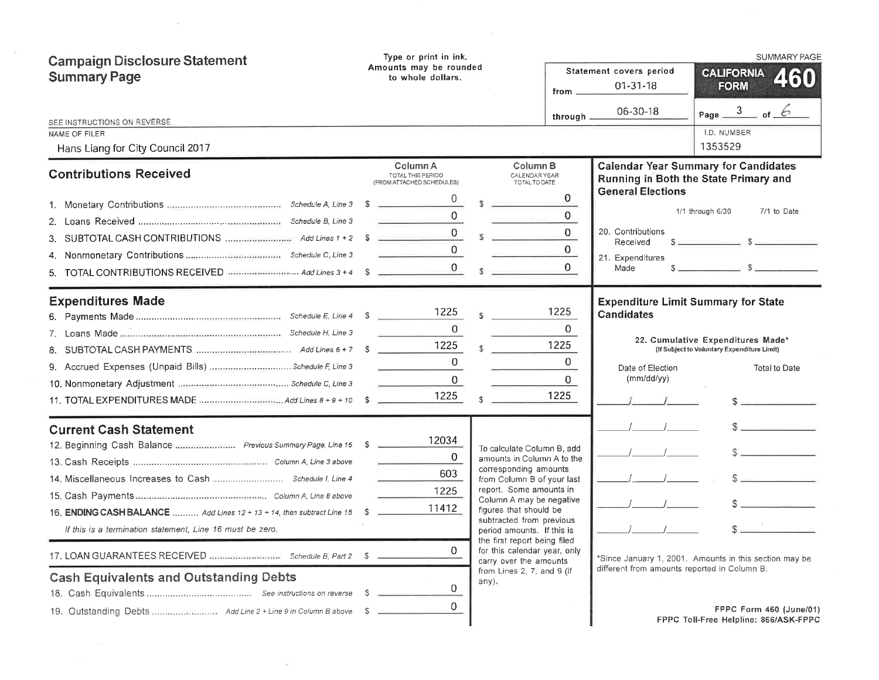# Campaign Disclosure Statement Summary Page

Type or print in ink. Amounts may be rounded to whole dollars.

SUMMARY PAGE

**CALIFORNIA FORM 460**

Statement covers period from 01-31-18 through 06-30-18

Page 3 of 6

SEE INSTRUCTIONS ON REVERSE

NAME OF FILER: Hans Liang for City Council 2017

I.D. NUMBER: 1353529

## Contributions Received

| | | Column A TOTAL THIS PERIOD (FROM ATTACHED SCHEDULES) | Column B CALENDAR YEAR TOTAL TO DATE |
|---|---|---|---|
| 1. Monetary Contributions | Schedule A, Line 3 | $ 0 | $ 0 |
| 2. Loans Received | Schedule B, Line 3 | 0 | 0 |
| 3. SUBTOTAL CASH CONTRIBUTIONS | Add Lines 1 + 2 | $ 0 | $ 0 |
| 4. Nonmonetary Contributions | Schedule C, Line 3 | 0 | 0 |
| 5. TOTAL CONTRIBUTIONS RECEIVED | Add Lines 3 + 4 | $ 0 | $ 0 |

## Expenditures Made

| | | Column A | Column B |
|---|---|---|---|
| 6. Payments Made | Schedule E, Line 4 | $ 1225 | $ 1225 |
| 7. Loans Made | Schedule H, Line 3 | 0 | 0 |
| 8. SUBTOTAL CASH PAYMENTS | Add Lines 6 + 7 | $ 1225 | $ 1225 |
| 9. Accrued Expenses (Unpaid Bills) | Schedule F, Line 3 | 0 | 0 |
| 10. Nonmonetary Adjustment | Schedule C, Line 3 | 0 | 0 |
| 11. TOTAL EXPENDITURES MADE | Add Lines 8 + 9 + 10 | $ 1225 | $ 1225 |

## Current Cash Statement

| | | |
|---|---|---|
| 12. Beginning Cash Balance | Previous Summary Page, Line 16 | $ 12034 |
| 13. Cash Receipts | Column A, Line 3 above | 0 |
| 14. Miscellaneous Increases to Cash | Schedule I, Line 4 | 603 |
| 15. Cash Payments | Column A, Line 8 above | 1225 |
| 16. **ENDING CASH BALANCE** | Add Lines 12 + 13 + 14, then subtract Line 15 | $ 11412 |

*If this is a termination statement, Line 16 must be zero.*

| | | |
|---|---|---|
| 17. LOAN GUARANTEES RECEIVED | Schedule B, Part 2 | $ 0 |

To calculate Column B, add amounts in Column A to the corresponding amounts from Column B of your last report. Some amounts in Column A may be negative figures that should be subtracted from previous period amounts. If this is the first report being filed for this calendar year, only carry over the amounts from Lines 2, 7, and 9 (if any).

## Cash Equivalents and Outstanding Debts

| | | |
|---|---|---|
| 18. Cash Equivalents | See instructions on reverse | $ 0 |
| 19. Outstanding Debts | Add Line 2 + Line 9 in Column B above | $ 0 |

## Calendar Year Summary for Candidates Running in Both the State Primary and General Elections

| | 1/1 through 6/30 | 7/1 to Date |
|---|---|---|
| 20. Contributions Received | $ | $ |
| 21. Expenditures Made | $ | $ |

## Expenditure Limit Summary for State Candidates

22. Cumulative Expenditures Made* (If Subject to Voluntary Expenditure Limit)

| Date of Election (mm/dd/yy) | Total to Date |
|---|---|
| / / | $ |
| / / | $ |
| / / | $ |
| / / | $ |
| / / | $ |
| / / | $ |

*Since January 1, 2001. Amounts in this section may be different from amounts reported in Column B.

FPPC Form 460 (June/01)
FPPC Toll-Free Helpline: 866/ASK-FPPC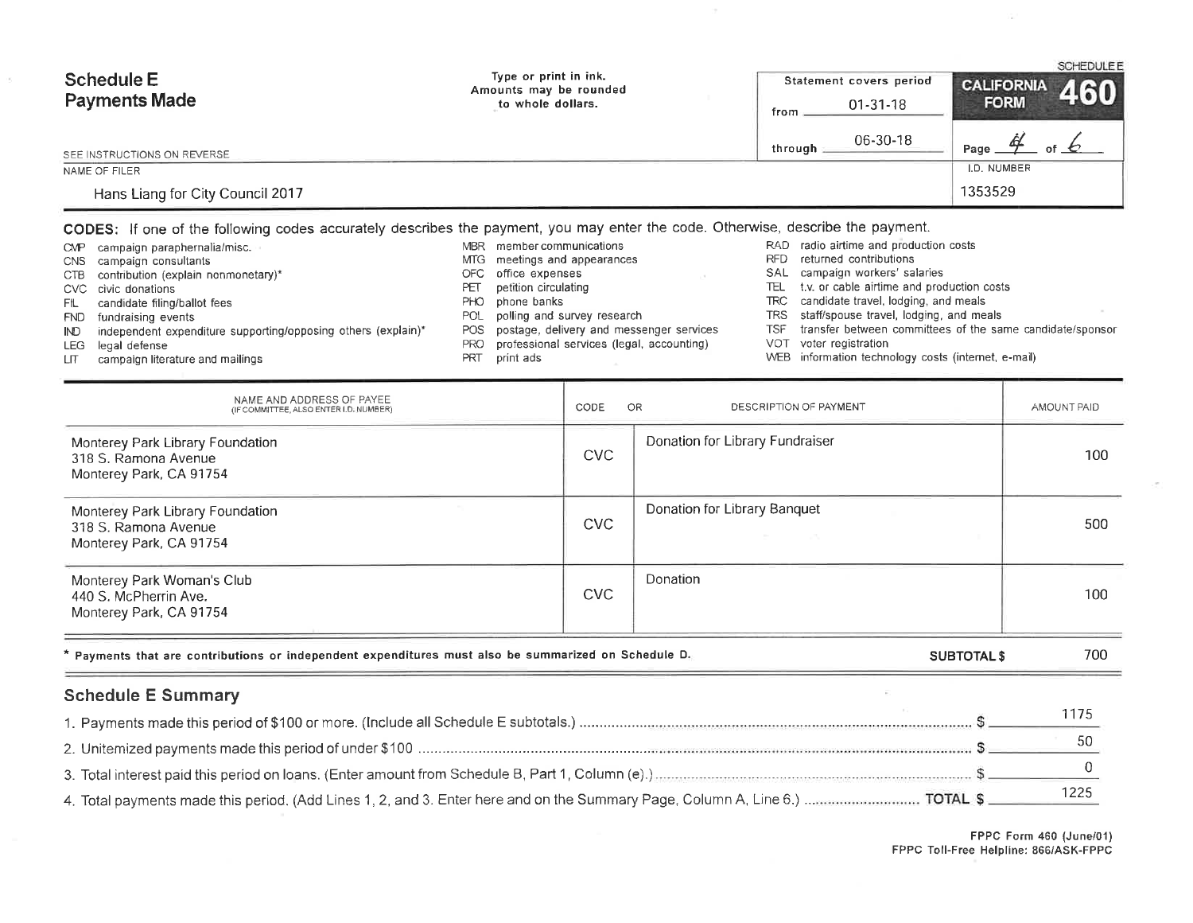SCHEDULE E

# Schedule E Payments Made

Type or print in ink. Amounts may be rounded to whole dollars.

SEE INSTRUCTIONS ON REVERSE

| Statement covers period | |
|---|---|
| from | 01-31-18 |
| through | 06-30-18 |

**CALIFORNIA FORM 460**

Page 4 of 6

| NAME OF FILER | I.D. NUMBER |
|---|---|
| Hans Liang for City Council 2017 | 1353529 |

**CODES:** If one of the following codes accurately describes the payment, you may enter the code. Otherwise, describe the payment.

- CMP campaign paraphernalia/misc.
- CNS campaign consultants
- CTB contribution (explain nonmonetary)*
- CVC civic donations
- FIL candidate filing/ballot fees
- FND fundraising events
- IND independent expenditure supporting/opposing others (explain)*
- LEG legal defense
- LIT campaign literature and mailings
- MBR member communications
- MTG meetings and appearances
- OFC office expenses
- PET petition circulating
- PHO phone banks
- POL polling and survey research
- POS postage, delivery and messenger services
- PRO professional services (legal, accounting)
- PRT print ads
- RAD radio airtime and production costs
- RFD returned contributions
- SAL campaign workers' salaries
- TEL t.v. or cable airtime and production costs
- TRC candidate travel, lodging, and meals
- TRS staff/spouse travel, lodging, and meals
- TSF transfer between committees of the same candidate/sponsor
- VOT voter registration
- WEB information technology costs (internet, e-mail)

| NAME AND ADDRESS OF PAYEE (IF COMMITTEE, ALSO ENTER I.D. NUMBER) | CODE | OR DESCRIPTION OF PAYMENT | AMOUNT PAID |
|---|---|---|---|
| Monterey Park Library Foundation<br>318 S. Ramona Avenue<br>Monterey Park, CA 91754 | CVC | Donation for Library Fundraiser | 100 |
| Monterey Park Library Foundation<br>318 S. Ramona Avenue<br>Monterey Park, CA 91754 | CVC | Donation for Library Banquet | 500 |
| Monterey Park Woman's Club<br>440 S. McPherrin Ave.<br>Monterey Park, CA 91754 | CVC | Donation | 100 |

* Payments that are contributions or independent expenditures must also be summarized on Schedule D.

**SUBTOTAL $** 700

## Schedule E Summary

1. Payments made this period of $100 or more. (Include all Schedule E subtotals.) $ 1175
2. Unitemized payments made this period of under $100 $ 50
3. Total interest paid this period on loans. (Enter amount from Schedule B, Part 1, Column (e).) $ 0
4. Total payments made this period. (Add Lines 1, 2, and 3. Enter here and on the Summary Page, Column A, Line 6.) **TOTAL $** 1225

FPPC Form 460 (June/01)
FPPC Toll-Free Helpline: 866/ASK-FPPC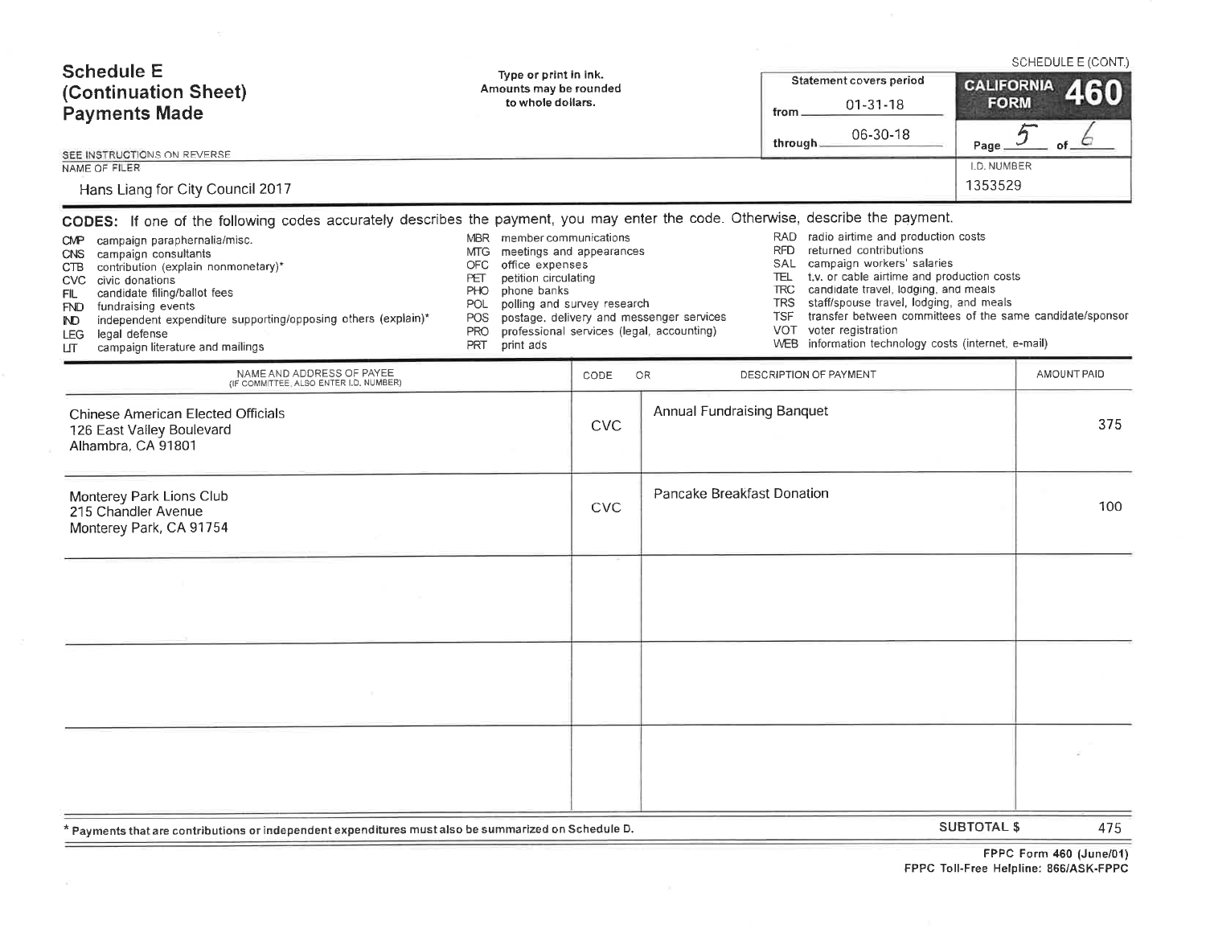# Schedule E (Continuation Sheet) Payments Made

SCHEDULE E (CONT.)

Type or print in ink.
Amounts may be rounded to whole dollars.

Statement covers period
from 01-31-18
through 06-30-18

**CALIFORNIA FORM 460**

Page 5 of 6

SEE INSTRUCTIONS ON REVERSE

NAME OF FILER: Hans Liang for City Council 2017

I.D. NUMBER: 1353529

**CODES:** If one of the following codes accurately describes the payment, you may enter the code. Otherwise, describe the payment.

- CMP campaign paraphernalia/misc.
- CNS campaign consultants
- CTB contribution (explain nonmonetary)*
- CVC civic donations
- FIL candidate filing/ballot fees
- FND fundraising events
- IND independent expenditure supporting/opposing others (explain)*
- LEG legal defense
- LIT campaign literature and mailings
- MBR member communications
- MTG meetings and appearances
- OFC office expenses
- PET petition circulating
- PHO phone banks
- POL polling and survey research
- POS postage, delivery and messenger services
- PRO professional services (legal, accounting)
- PRT print ads
- RAD radio airtime and production costs
- RFD returned contributions
- SAL campaign workers' salaries
- TEL t.v. or cable airtime and production costs
- TRC candidate travel, lodging, and meals
- TRS staff/spouse travel, lodging, and meals
- TSF transfer between committees of the same candidate/sponsor
- VOT voter registration
- WEB information technology costs (internet, e-mail)

| NAME AND ADDRESS OF PAYEE (IF COMMITTEE, ALSO ENTER I.D. NUMBER) | CODE | OR DESCRIPTION OF PAYMENT | AMOUNT PAID |
|---|---|---|---|
| Chinese American Elected Officials<br>126 East Valley Boulevard<br>Alhambra, CA 91801 | CVC | Annual Fundraising Banquet | 375 |
| Monterey Park Lions Club<br>215 Chandler Avenue<br>Monterey Park, CA 91754 | CVC | Pancake Breakfast Donation | 100 |
| | | | |
| | | | |
| | | | |

\* Payments that are contributions or independent expenditures must also be summarized on Schedule D.

SUBTOTAL $ 475

FPPC Form 460 (June/01)
FPPC Toll-Free Helpline: 866/ASK-FPPC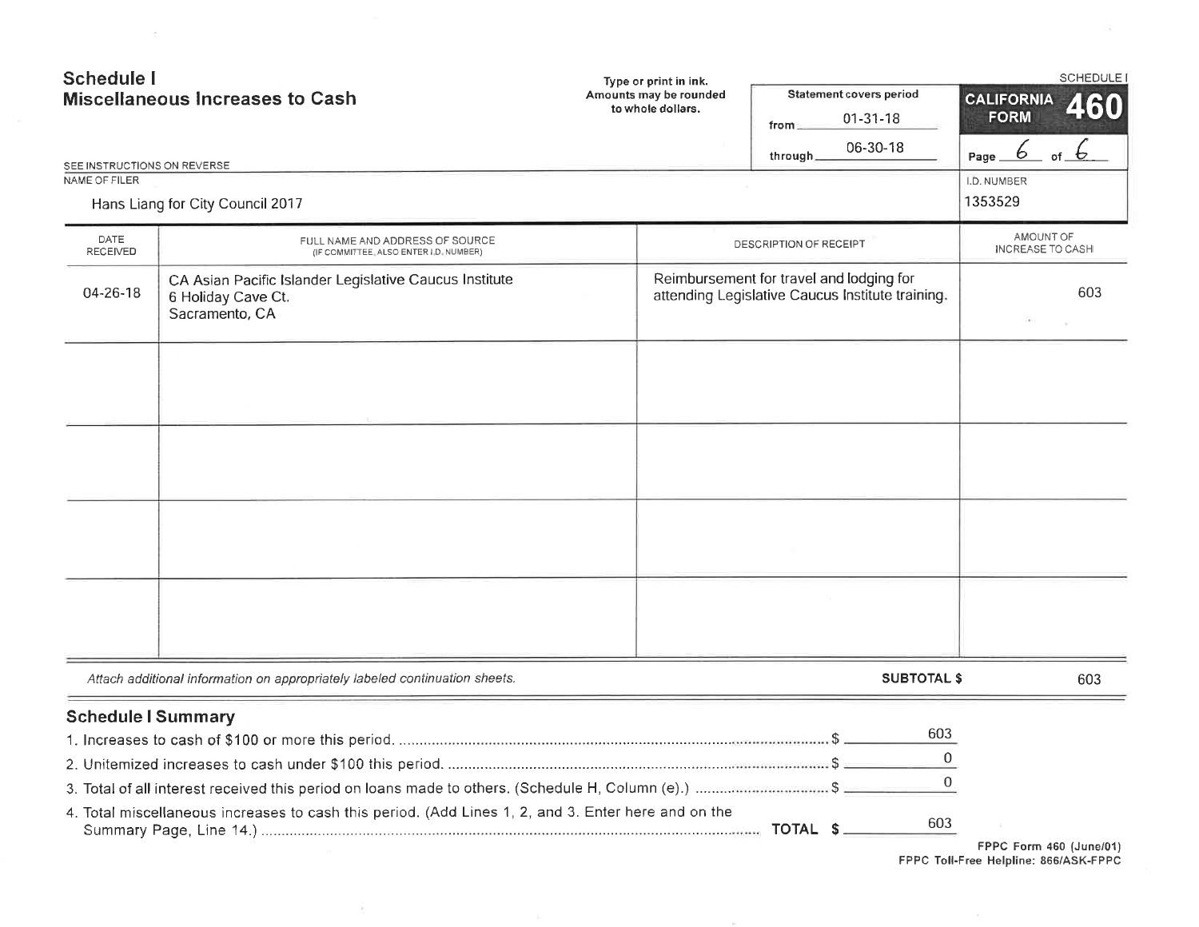# Schedule I
## Miscellaneous Increases to Cash

Type or print in ink.
Amounts may be rounded to whole dollars.

Statement covers period
from 01-31-18
through 06-30-18

SCHEDULE I
CALIFORNIA FORM 460

Page 6 of 6

SEE INSTRUCTIONS ON REVERSE

NAME OF FILER
Hans Liang for City Council 2017

I.D. NUMBER
1353529

| DATE RECEIVED | FULL NAME AND ADDRESS OF SOURCE (IF COMMITTEE, ALSO ENTER I.D. NUMBER) | DESCRIPTION OF RECEIPT | AMOUNT OF INCREASE TO CASH |
|---|---|---|---|
| 04-26-18 | CA Asian Pacific Islander Legislative Caucus Institute<br>6 Holiday Cave Ct.<br>Sacramento, CA | Reimbursement for travel and lodging for attending Legislative Caucus Institute training. | 603 |
| | | | |
| | | | |
| | | | |
| | | | |

*Attach additional information on appropriately labeled continuation sheets.*

**SUBTOTAL $** 603

### Schedule I Summary

1. Increases to cash of $100 or more this period. .......... $ 603
2. Unitemized increases to cash under $100 this period. .......... $ 0
3. Total of all interest received this period on loans made to others. (Schedule H, Column (e).) .......... $ 0
4. Total miscellaneous increases to cash this period. (Add Lines 1, 2, and 3. Enter here and on the Summary Page, Line 14.) .......... **TOTAL $** 603

FPPC Form 460 (June/01)
FPPC Toll-Free Helpline: 866/ASK-FPPC